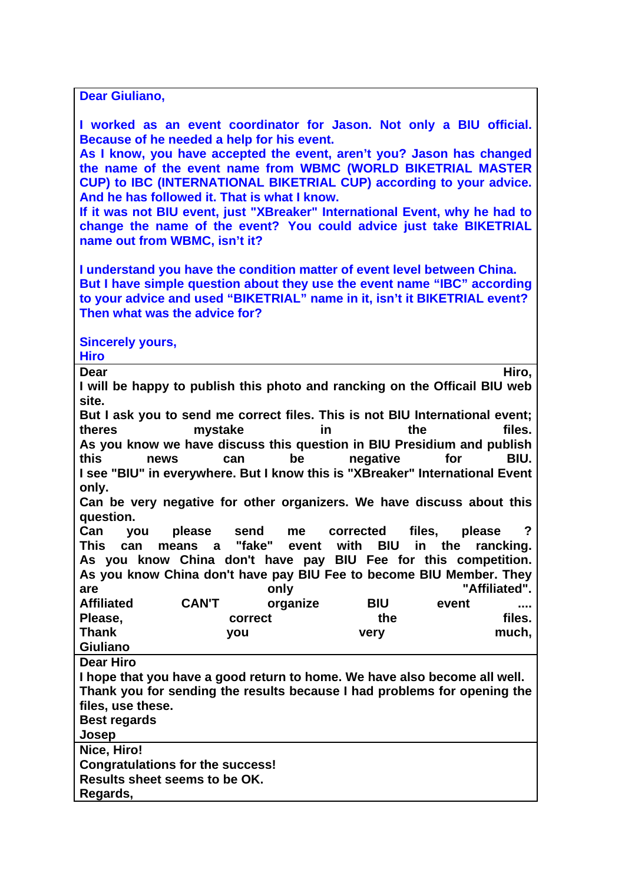**Dear Giuliano,**

**I worked as an event coordinator for Jason. Not only a BIU official. Because of he needed a help for his event.**
**As I know, you have accepted the event, aren't you? Jason has changed the name of the event name from WBMC (WORLD BIKETRIAL MASTER CUP) to IBC (INTERNATIONAL BIKETRIAL CUP) according to your advice. And he has followed it. That is what I know.**
**If it was not BIU event, just "XBreaker" International Event, why he had to change the name of the event? You could advice just take BIKETRIAL name out from WBMC, isn't it?**

**I understand you have the condition matter of event level between China.**
**But I have simple question about they use the event name "IBC" according to your advice and used "BIKETRIAL" name in it, isn't it BIKETRIAL event? Then what was the advice for?**

**Sincerely yours,**
**Hiro**

---

**Dear Hiro,**
**I will be happy to publish this photo and rancking on the Officail BIU web site.**
**But I ask you to send me correct files. This is not BIU International event; theres mystake in the files.**
**As you know we have discuss this question in BIU Presidium and publish this news can be negative for BIU.**
**I see "BIU" in everywhere. But I know this is "XBreaker" International Event only.**
**Can be very negative for other organizers. We have discuss about this question.**
**Can you please send me corrected files, please ?**
**This can means a "fake" event with BIU in the rancking.**
**As you know China don't have pay BIU Fee for this competition.**
**As you know China don't have pay BIU Fee to become BIU Member. They are only "Affiliated".**
**Affiliated CAN'T organize BIU event ....**
**Please, correct the files.**
**Thank you very much,**
**Giuliano**

---

**Dear Hiro**
**I hope that you have a good return to home. We have also become all well.**
**Thank you for sending the results because I had problems for opening the files, use these.**
**Best regards**
**Josep**

---

**Nice, Hiro!**
**Congratulations for the success!**
**Results sheet seems to be OK.**
**Regards,**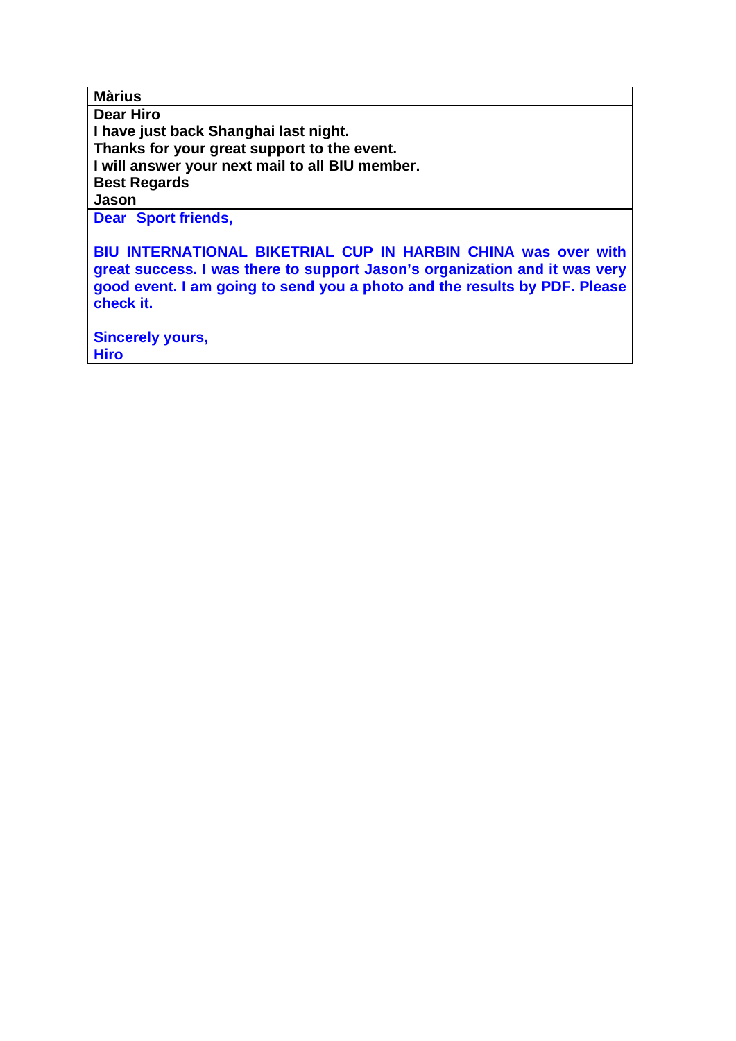**Màrius**

**Dear Hiro**
**I have just back Shanghai last night.**
**Thanks for your great support to the event.**
**I will answer your next mail to all BIU member.**
**Best Regards**
**Jason**

**Dear Sport friends,**

**BIU INTERNATIONAL BIKETRIAL CUP IN HARBIN CHINA was over with great success. I was there to support Jason's organization and it was very good event. I am going to send you a photo and the results by PDF. Please check it.**

**Sincerely yours,**
**Hiro**